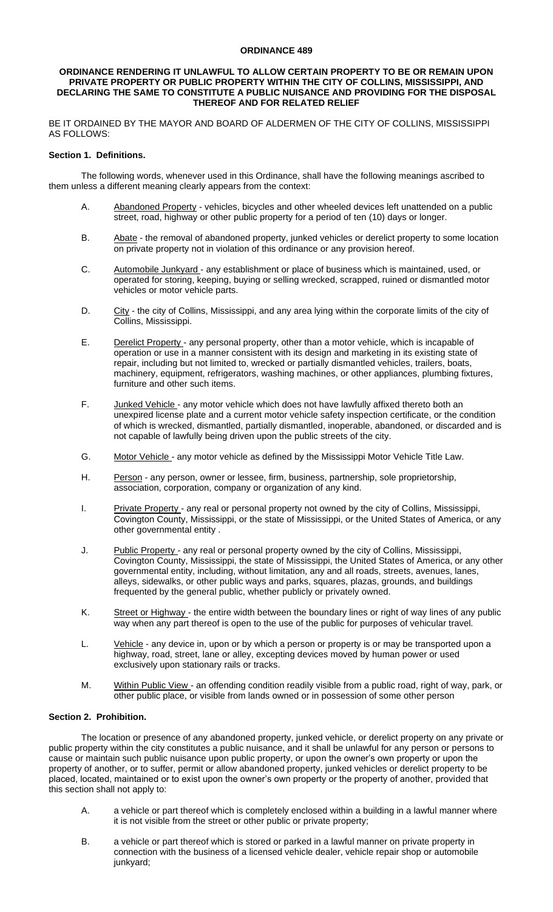# ORDINANCE 489

## ORDINANCE RENDERING IT UNLAWFUL TO ALLOW CERTAIN PROPERTY TO BE OR REMAIN UPON PRIVATE PROPERTY OR PUBLIC PROPERTY WITHIN THE CITY OF COLLINS, MISSISSIPPI, AND DECLARING THE SAME TO CONSTITUTE A PUBLIC NUISANCE AND PROVIDING FOR THE DISPOSAL THEREOF AND FOR RELATED RELIEF

BE IT ORDAINED BY THE MAYOR AND BOARD OF ALDERMEN OF THE CITY OF COLLINS, MISSISSIPPI AS FOLLOWS:

### Section 1. Definitions.

The following words, whenever used in this Ordinance, shall have the following meanings ascribed to them unless a different meaning clearly appears from the context:

A. Abandoned Property - vehicles, bicycles and other wheeled devices left unattended on a public street, road, highway or other public property for a period of ten (10) days or longer.

B. Abate - the removal of abandoned property, junked vehicles or derelict property to some location on private property not in violation of this ordinance or any provision hereof.

C. Automobile Junkyard - any establishment or place of business which is maintained, used, or operated for storing, keeping, buying or selling wrecked, scrapped, ruined or dismantled motor vehicles or motor vehicle parts.

D. City - the city of Collins, Mississippi, and any area lying within the corporate limits of the city of Collins, Mississippi.

E. Derelict Property - any personal property, other than a motor vehicle, which is incapable of operation or use in a manner consistent with its design and marketing in its existing state of repair, including but not limited to, wrecked or partially dismantled vehicles, trailers, boats, machinery, equipment, refrigerators, washing machines, or other appliances, plumbing fixtures, furniture and other such items.

F. Junked Vehicle - any motor vehicle which does not have lawfully affixed thereto both an unexpired license plate and a current motor vehicle safety inspection certificate, or the condition of which is wrecked, dismantled, partially dismantled, inoperable, abandoned, or discarded and is not capable of lawfully being driven upon the public streets of the city.

G. Motor Vehicle - any motor vehicle as defined by the Mississippi Motor Vehicle Title Law.

H. Person - any person, owner or lessee, firm, business, partnership, sole proprietorship, association, corporation, company or organization of any kind.

I. Private Property - any real or personal property not owned by the city of Collins, Mississippi, Covington County, Mississippi, or the state of Mississippi, or the United States of America, or any other governmental entity .

J. Public Property - any real or personal property owned by the city of Collins, Mississippi, Covington County, Mississippi, the state of Mississippi, the United States of America, or any other governmental entity, including, without limitation, any and all roads, streets, avenues, lanes, alleys, sidewalks, or other public ways and parks, squares, plazas, grounds, and buildings frequented by the general public, whether publicly or privately owned.

K. Street or Highway - the entire width between the boundary lines or right of way lines of any public way when any part thereof is open to the use of the public for purposes of vehicular travel.

L. Vehicle - any device in, upon or by which a person or property is or may be transported upon a highway, road, street, lane or alley, excepting devices moved by human power or used exclusively upon stationary rails or tracks.

M. Within Public View - an offending condition readily visible from a public road, right of way, park, or other public place, or visible from lands owned or in possession of some other person

### Section 2. Prohibition.

The location or presence of any abandoned property, junked vehicle, or derelict property on any private or public property within the city constitutes a public nuisance, and it shall be unlawful for any person or persons to cause or maintain such public nuisance upon public property, or upon the owner's own property or upon the property of another, or to suffer, permit or allow abandoned property, junked vehicles or derelict property to be placed, located, maintained or to exist upon the owner's own property or the property of another, provided that this section shall not apply to:

A. a vehicle or part thereof which is completely enclosed within a building in a lawful manner where it is not visible from the street or other public or private property;

B. a vehicle or part thereof which is stored or parked in a lawful manner on private property in connection with the business of a licensed vehicle dealer, vehicle repair shop or automobile junkyard;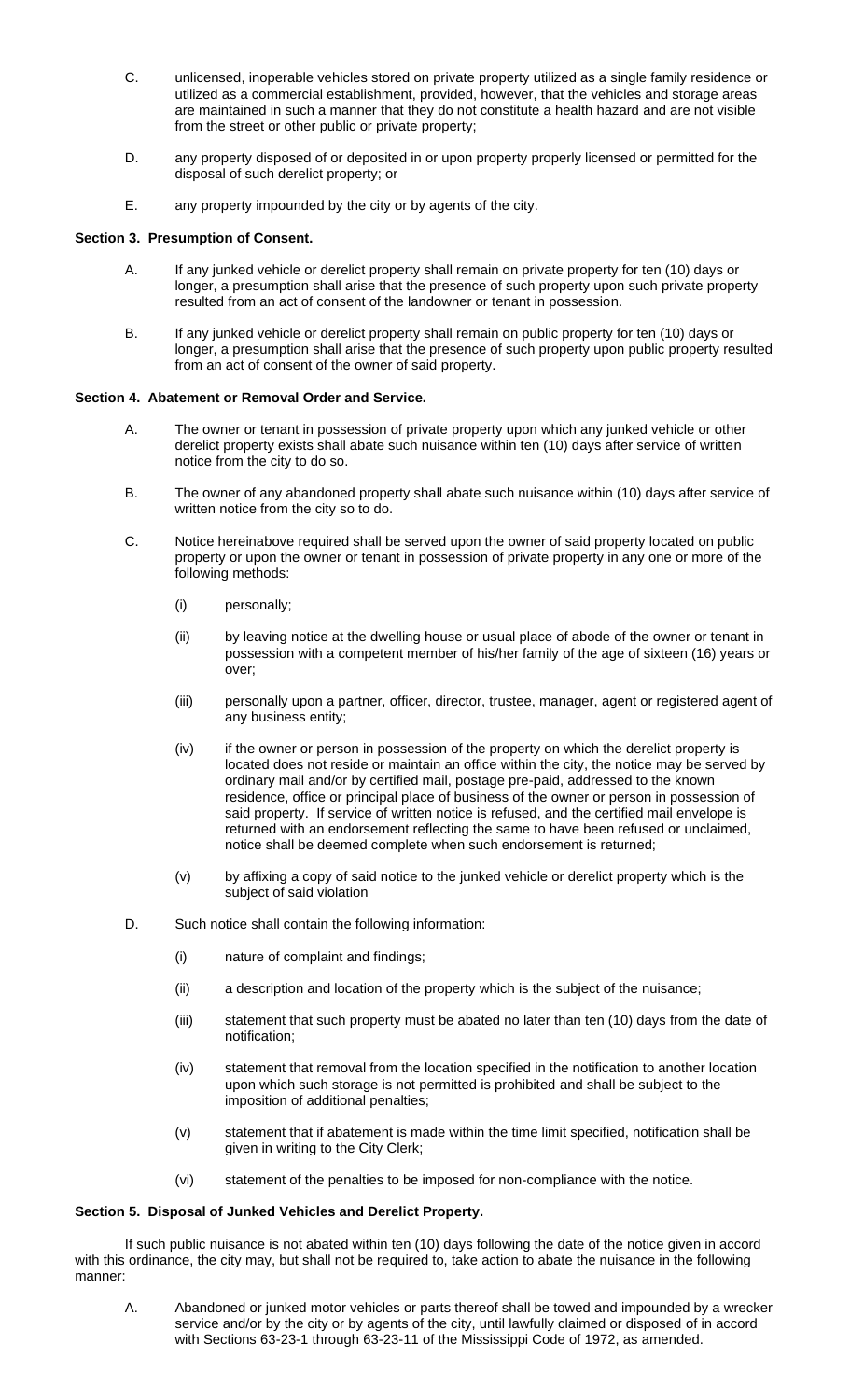C. unlicensed, inoperable vehicles stored on private property utilized as a single family residence or utilized as a commercial establishment, provided, however, that the vehicles and storage areas are maintained in such a manner that they do not constitute a health hazard and are not visible from the street or other public or private property;

D. any property disposed of or deposited in or upon property properly licensed or permitted for the disposal of such derelict property; or

E. any property impounded by the city or by agents of the city.

**Section 3. Presumption of Consent.**

A. If any junked vehicle or derelict property shall remain on private property for ten (10) days or longer, a presumption shall arise that the presence of such property upon such private property resulted from an act of consent of the landowner or tenant in possession.

B. If any junked vehicle or derelict property shall remain on public property for ten (10) days or longer, a presumption shall arise that the presence of such property upon public property resulted from an act of consent of the owner of said property.

**Section 4. Abatement or Removal Order and Service.**

A. The owner or tenant in possession of private property upon which any junked vehicle or other derelict property exists shall abate such nuisance within ten (10) days after service of written notice from the city to do so.

B. The owner of any abandoned property shall abate such nuisance within (10) days after service of written notice from the city so to do.

C. Notice hereinabove required shall be served upon the owner of said property located on public property or upon the owner or tenant in possession of private property in any one or more of the following methods:

(i) personally;

(ii) by leaving notice at the dwelling house or usual place of abode of the owner or tenant in possession with a competent member of his/her family of the age of sixteen (16) years or over;

(iii) personally upon a partner, officer, director, trustee, manager, agent or registered agent of any business entity;

(iv) if the owner or person in possession of the property on which the derelict property is located does not reside or maintain an office within the city, the notice may be served by ordinary mail and/or by certified mail, postage pre-paid, addressed to the known residence, office or principal place of business of the owner or person in possession of said property. If service of written notice is refused, and the certified mail envelope is returned with an endorsement reflecting the same to have been refused or unclaimed, notice shall be deemed complete when such endorsement is returned;

(v) by affixing a copy of said notice to the junked vehicle or derelict property which is the subject of said violation

D. Such notice shall contain the following information:

(i) nature of complaint and findings;

(ii) a description and location of the property which is the subject of the nuisance;

(iii) statement that such property must be abated no later than ten (10) days from the date of notification;

(iv) statement that removal from the location specified in the notification to another location upon which such storage is not permitted is prohibited and shall be subject to the imposition of additional penalties;

(v) statement that if abatement is made within the time limit specified, notification shall be given in writing to the City Clerk;

(vi) statement of the penalties to be imposed for non-compliance with the notice.

**Section 5. Disposal of Junked Vehicles and Derelict Property.**

If such public nuisance is not abated within ten (10) days following the date of the notice given in accord with this ordinance, the city may, but shall not be required to, take action to abate the nuisance in the following manner:

A. Abandoned or junked motor vehicles or parts thereof shall be towed and impounded by a wrecker service and/or by the city or by agents of the city, until lawfully claimed or disposed of in accord with Sections 63-23-1 through 63-23-11 of the Mississippi Code of 1972, as amended.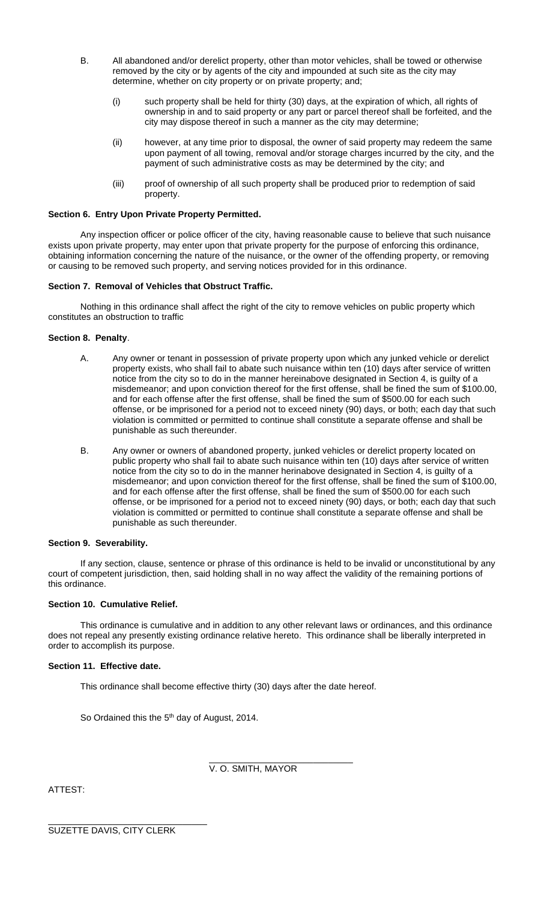B. All abandoned and/or derelict property, other than motor vehicles, shall be towed or otherwise removed by the city or by agents of the city and impounded at such site as the city may determine, whether on city property or on private property; and;

(i) such property shall be held for thirty (30) days, at the expiration of which, all rights of ownership in and to said property or any part or parcel thereof shall be forfeited, and the city may dispose thereof in such a manner as the city may determine;

(ii) however, at any time prior to disposal, the owner of said property may redeem the same upon payment of all towing, removal and/or storage charges incurred by the city, and the payment of such administrative costs as may be determined by the city; and

(iii) proof of ownership of all such property shall be produced prior to redemption of said property.

**Section 6. Entry Upon Private Property Permitted.**

Any inspection officer or police officer of the city, having reasonable cause to believe that such nuisance exists upon private property, may enter upon that private property for the purpose of enforcing this ordinance, obtaining information concerning the nature of the nuisance, or the owner of the offending property, or removing or causing to be removed such property, and serving notices provided for in this ordinance.

**Section 7. Removal of Vehicles that Obstruct Traffic.**

Nothing in this ordinance shall affect the right of the city to remove vehicles on public property which constitutes an obstruction to traffic

**Section 8. Penalty**.

A. Any owner or tenant in possession of private property upon which any junked vehicle or derelict property exists, who shall fail to abate such nuisance within ten (10) days after service of written notice from the city so to do in the manner hereinabove designated in Section 4, is guilty of a misdemeanor; and upon conviction thereof for the first offense, shall be fined the sum of $100.00, and for each offense after the first offense, shall be fined the sum of $500.00 for each such offense, or be imprisoned for a period not to exceed ninety (90) days, or both; each day that such violation is committed or permitted to continue shall constitute a separate offense and shall be punishable as such thereunder.

B. Any owner or owners of abandoned property, junked vehicles or derelict property located on public property who shall fail to abate such nuisance within ten (10) days after service of written notice from the city so to do in the manner herinabove designated in Section 4, is guilty of a misdemeanor; and upon conviction thereof for the first offense, shall be fined the sum of $100.00, and for each offense after the first offense, shall be fined the sum of $500.00 for each such offense, or be imprisoned for a period not to exceed ninety (90) days, or both; each day that such violation is committed or permitted to continue shall constitute a separate offense and shall be punishable as such thereunder.

**Section 9. Severability.**

If any section, clause, sentence or phrase of this ordinance is held to be invalid or unconstitutional by any court of competent jurisdiction, then, said holding shall in no way affect the validity of the remaining portions of this ordinance.

**Section 10. Cumulative Relief.**

This ordinance is cumulative and in addition to any other relevant laws or ordinances, and this ordinance does not repeal any presently existing ordinance relative hereto. This ordinance shall be liberally interpreted in order to accomplish its purpose.

**Section 11. Effective date.**

This ordinance shall become effective thirty (30) days after the date hereof.

So Ordained this the 5th day of August, 2014.

V. O. SMITH, MAYOR

ATTEST:

SUZETTE DAVIS, CITY CLERK